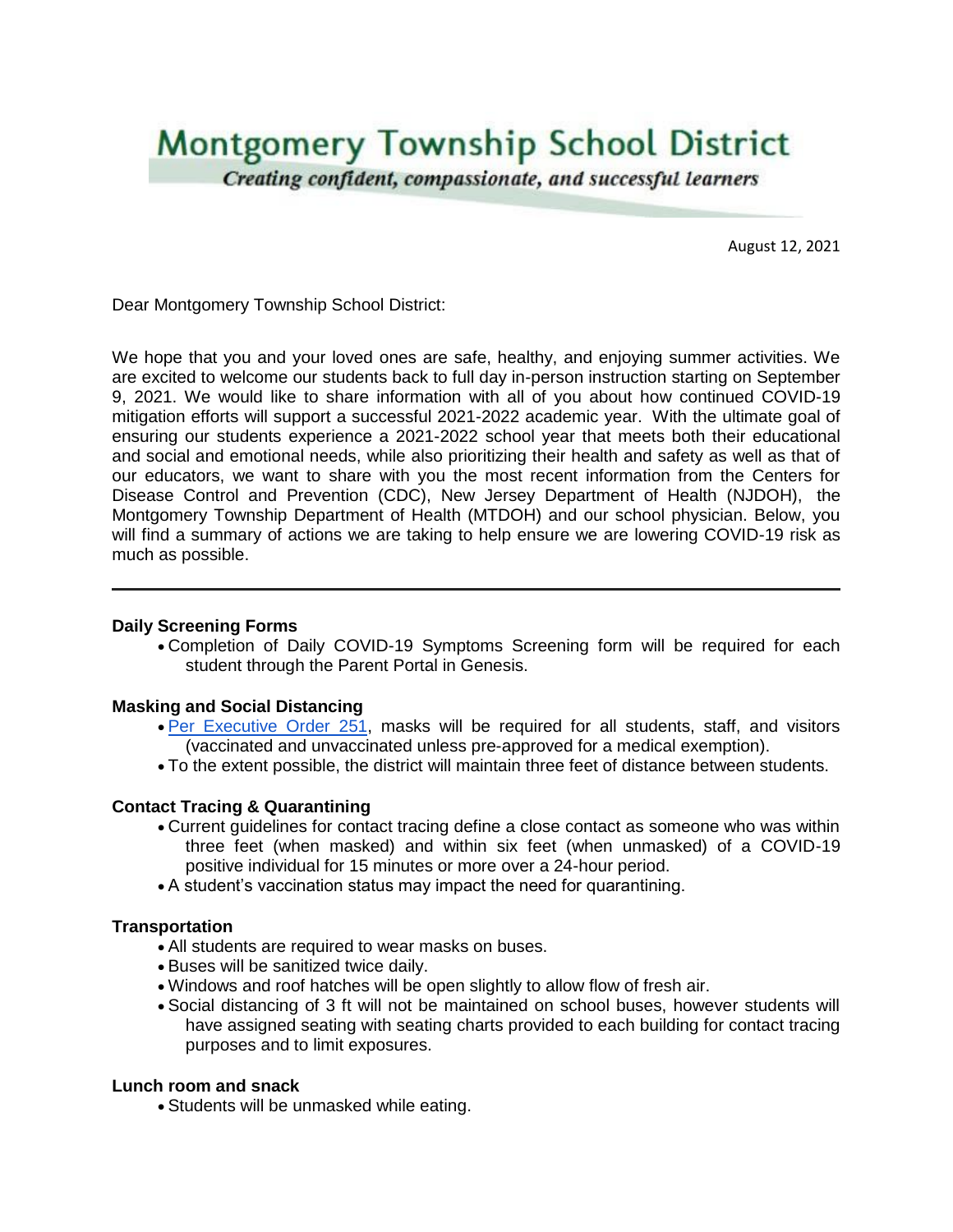# Montgomery Township School District

*Creating confident, compassionate, and successful learners*

August 12, 2021

Dear Montgomery Township School District:

We hope that you and your loved ones are safe, healthy, and enjoying summer activities. We are excited to welcome our students back to full day in-person instruction starting on September 9, 2021. We would like to share information with all of you about how continued COVID-19 mitigation efforts will support a successful 2021-2022 academic year. With the ultimate goal of ensuring our students experience a 2021-2022 school year that meets both their educational and social and emotional needs, while also prioritizing their health and safety as well as that of our educators, we want to share with you the most recent information from the Centers for Disease Control and Prevention (CDC), New Jersey Department of Health (NJDOH), the Montgomery Township Department of Health (MTDOH) and our school physician. Below, you will find a summary of actions we are taking to help ensure we are lowering COVID-19 risk as much as possible.

---

**Daily Screening Forms**

- Completion of Daily COVID-19 Symptoms Screening form will be required for each student through the Parent Portal in Genesis.

**Masking and Social Distancing**

- Per Executive Order 251, masks will be required for all students, staff, and visitors (vaccinated and unvaccinated unless pre-approved for a medical exemption).
- To the extent possible, the district will maintain three feet of distance between students.

**Contact Tracing & Quarantining**

- Current guidelines for contact tracing define a close contact as someone who was within three feet (when masked) and within six feet (when unmasked) of a COVID-19 positive individual for 15 minutes or more over a 24-hour period.
- A student's vaccination status may impact the need for quarantining.

**Transportation**

- All students are required to wear masks on buses.
- Buses will be sanitized twice daily.
- Windows and roof hatches will be open slightly to allow flow of fresh air.
- Social distancing of 3 ft will not be maintained on school buses, however students will have assigned seating with seating charts provided to each building for contact tracing purposes and to limit exposures.

**Lunch room and snack**

- Students will be unmasked while eating.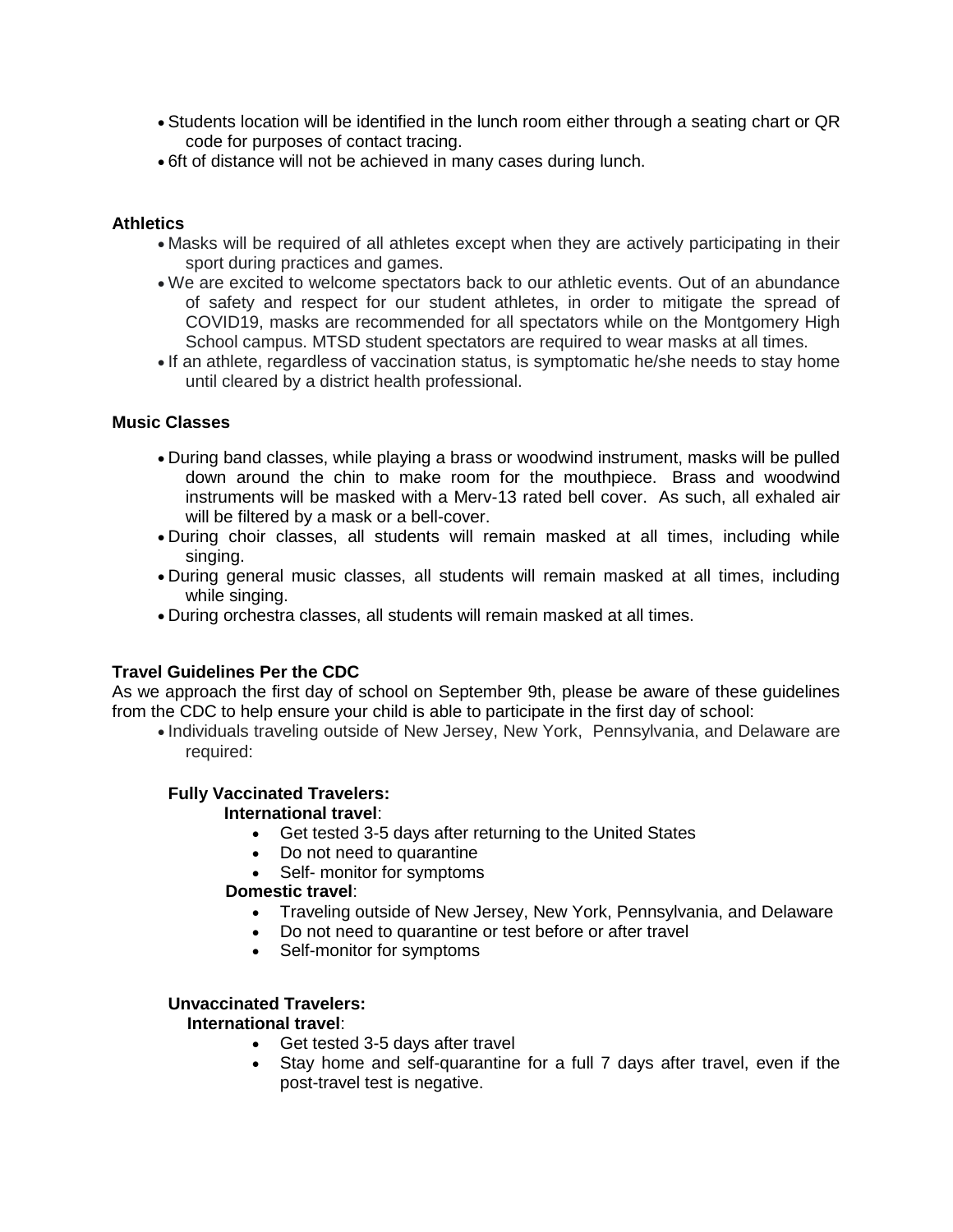- Students location will be identified in the lunch room either through a seating chart or QR code for purposes of contact tracing.
- 6ft of distance will not be achieved in many cases during lunch.

### Athletics

- Masks will be required of all athletes except when they are actively participating in their sport during practices and games.
- We are excited to welcome spectators back to our athletic events. Out of an abundance of safety and respect for our student athletes, in order to mitigate the spread of COVID19, masks are recommended for all spectators while on the Montgomery High School campus. MTSD student spectators are required to wear masks at all times.
- If an athlete, regardless of vaccination status, is symptomatic he/she needs to stay home until cleared by a district health professional.

### Music Classes

- During band classes, while playing a brass or woodwind instrument, masks will be pulled down around the chin to make room for the mouthpiece. Brass and woodwind instruments will be masked with a Merv-13 rated bell cover. As such, all exhaled air will be filtered by a mask or a bell-cover.
- During choir classes, all students will remain masked at all times, including while singing.
- During general music classes, all students will remain masked at all times, including while singing.
- During orchestra classes, all students will remain masked at all times.

### Travel Guidelines Per the CDC

As we approach the first day of school on September 9th, please be aware of these guidelines from the CDC to help ensure your child is able to participate in the first day of school:

- Individuals traveling outside of New Jersey, New York, Pennsylvania, and Delaware are required:

**Fully Vaccinated Travelers:**

**International travel**:

- Get tested 3-5 days after returning to the United States
- Do not need to quarantine
- Self- monitor for symptoms

**Domestic travel**:

- Traveling outside of New Jersey, New York, Pennsylvania, and Delaware
- Do not need to quarantine or test before or after travel
- Self-monitor for symptoms

**Unvaccinated Travelers:**

**International travel**:

- Get tested 3-5 days after travel
- Stay home and self-quarantine for a full 7 days after travel, even if the post-travel test is negative.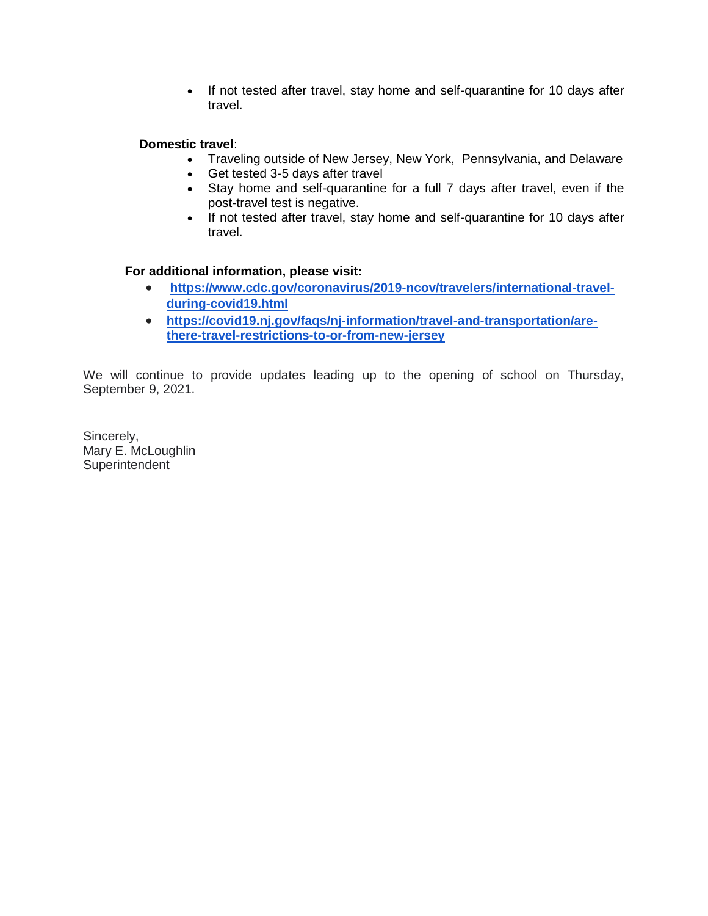- If not tested after travel, stay home and self-quarantine for 10 days after travel.

**Domestic travel**:

- Traveling outside of New Jersey, New York, Pennsylvania, and Delaware
- Get tested 3-5 days after travel
- Stay home and self-quarantine for a full 7 days after travel, even if the post-travel test is negative.
- If not tested after travel, stay home and self-quarantine for 10 days after travel.

**For additional information, please visit:**

- **https://www.cdc.gov/coronavirus/2019-ncov/travelers/international-travel-during-covid19.html**
- **https://covid19.nj.gov/faqs/nj-information/travel-and-transportation/are-there-travel-restrictions-to-or-from-new-jersey**

We will continue to provide updates leading up to the opening of school on Thursday, September 9, 2021.

Sincerely,
Mary E. McLoughlin
Superintendent